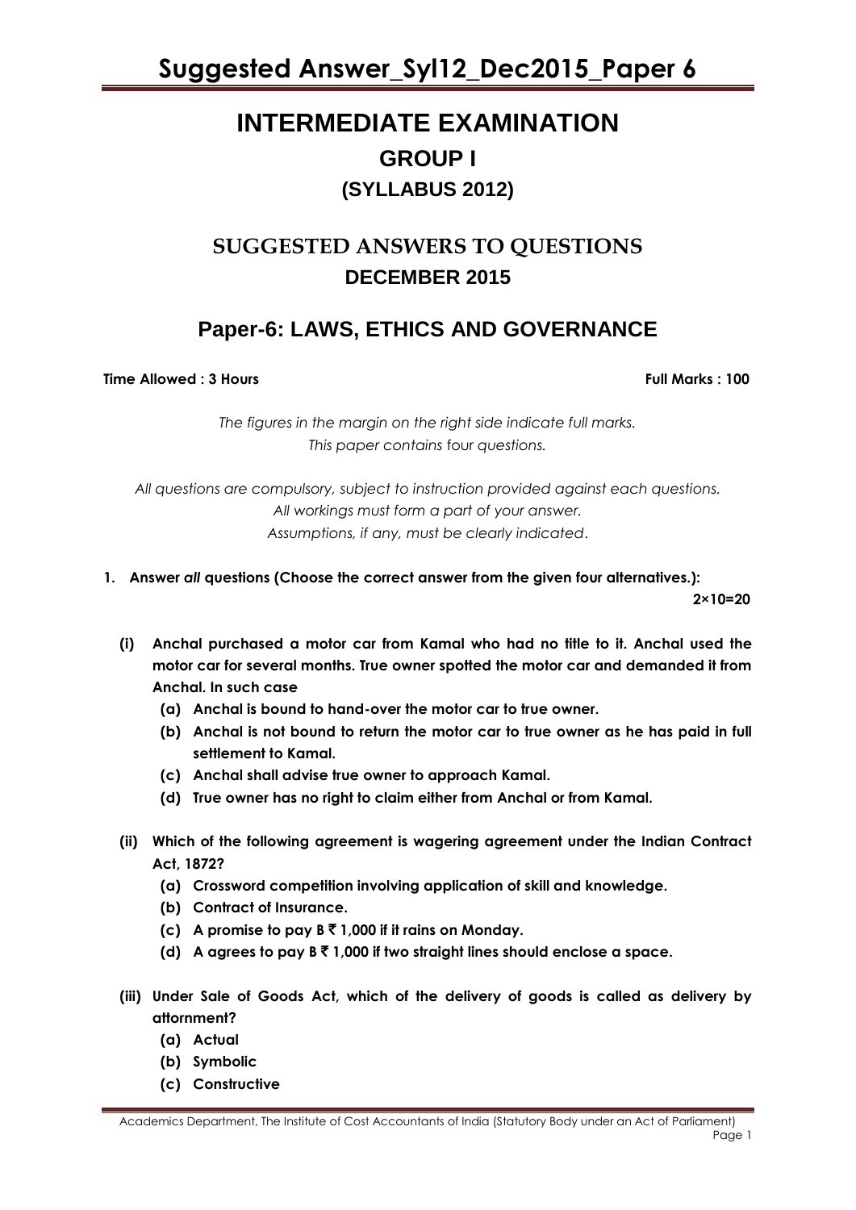# INTERMEDIATE EXAMINATION

## GROUP I

### (SYLLABUS 2012)

## SUGGESTED ANSWERS TO QUESTIONS

### DECEMBER 2015

## Paper-6: LAWS, ETHICS AND GOVERNANCE

**Time Allowed : 3 Hours** **Full Marks : 100**

*The figures in the margin on the right side indicate full marks.*
*This paper contains* four *questions.*

*All questions are compulsory, subject to instruction provided against each questions.*
*All workings must form a part of your answer.*
*Assumptions, if any, must be clearly indicated*.

**1. Answer *all* questions (Choose the correct answer from the given four alternatives.):**

**2×10=20**

**(i) Anchal purchased a motor car from Kamal who had no title to it. Anchal used the motor car for several months. True owner spotted the motor car and demanded it from Anchal. In such case**

**(a) Anchal is bound to hand-over the motor car to true owner.**

**(b) Anchal is not bound to return the motor car to true owner as he has paid in full settlement to Kamal.**

**(c) Anchal shall advise true owner to approach Kamal.**

**(d) True owner has no right to claim either from Anchal or from Kamal.**

**(ii) Which of the following agreement is wagering agreement under the Indian Contract Act, 1872?**

**(a) Crossword competition involving application of skill and knowledge.**

**(b) Contract of Insurance.**

**(c) A promise to pay B ₹ 1,000 if it rains on Monday.**

**(d) A agrees to pay B ₹ 1,000 if two straight lines should enclose a space.**

**(iii) Under Sale of Goods Act, which of the delivery of goods is called as delivery by attornment?**

**(a) Actual**

**(b) Symbolic**

**(c) Constructive**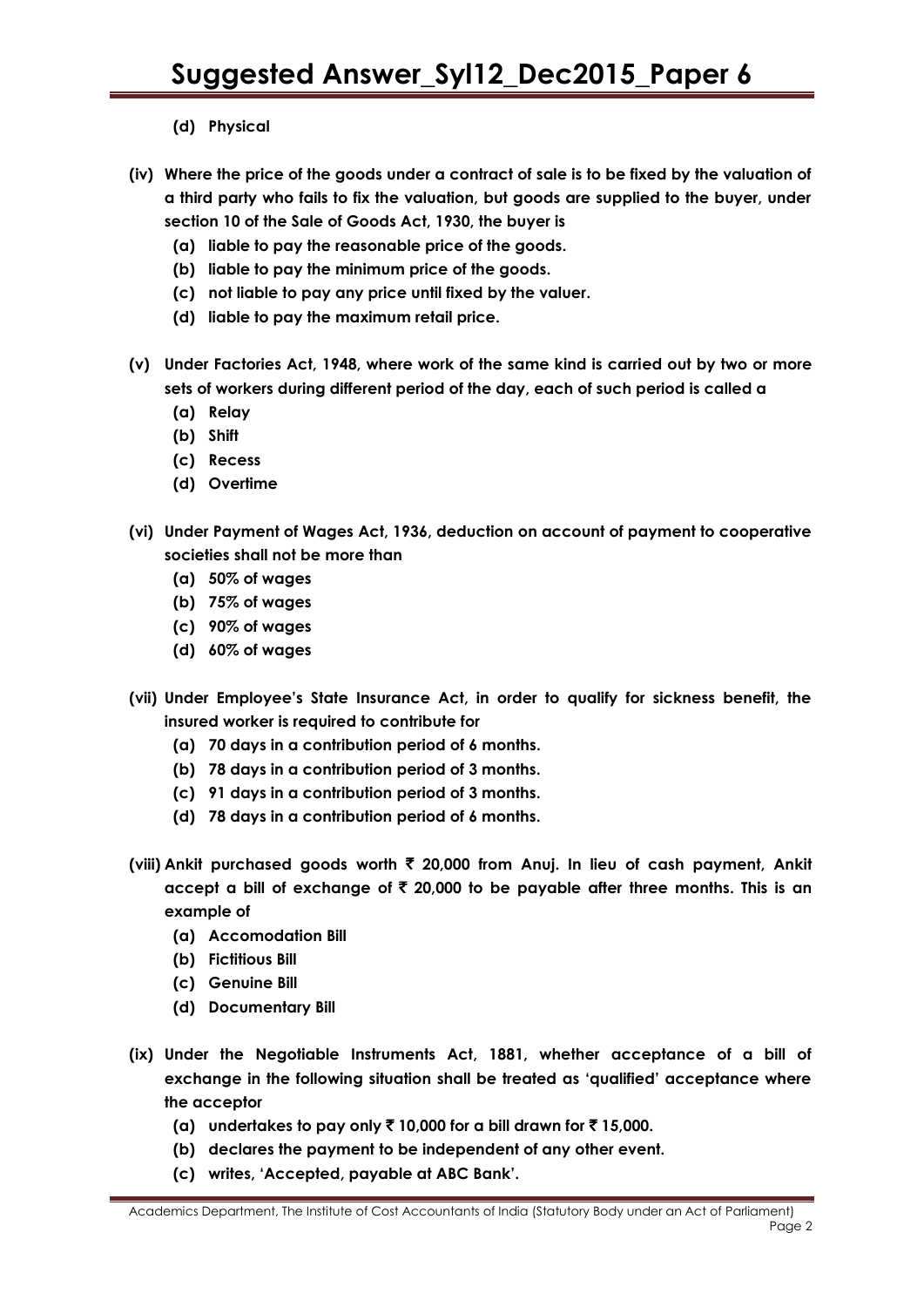**(d) Physical**

**(iv) Where the price of the goods under a contract of sale is to be fixed by the valuation of a third party who fails to fix the valuation, but goods are supplied to the buyer, under section 10 of the Sale of Goods Act, 1930, the buyer is**

**(a) liable to pay the reasonable price of the goods.**

**(b) liable to pay the minimum price of the goods.**

**(c) not liable to pay any price until fixed by the valuer.**

**(d) liable to pay the maximum retail price.**

**(v) Under Factories Act, 1948, where work of the same kind is carried out by two or more sets of workers during different period of the day, each of such period is called a**

**(a) Relay**

**(b) Shift**

**(c) Recess**

**(d) Overtime**

**(vi) Under Payment of Wages Act, 1936, deduction on account of payment to cooperative societies shall not be more than**

**(a) 50% of wages**

**(b) 75% of wages**

**(c) 90% of wages**

**(d) 60% of wages**

**(vii) Under Employee's State Insurance Act, in order to qualify for sickness benefit, the insured worker is required to contribute for**

**(a) 70 days in a contribution period of 6 months.**

**(b) 78 days in a contribution period of 3 months.**

**(c) 91 days in a contribution period of 3 months.**

**(d) 78 days in a contribution period of 6 months.**

**(viii) Ankit purchased goods worth ₹ 20,000 from Anuj. In lieu of cash payment, Ankit accept a bill of exchange of ₹ 20,000 to be payable after three months. This is an example of**

**(a) Accomodation Bill**

**(b) Fictitious Bill**

**(c) Genuine Bill**

**(d) Documentary Bill**

**(ix) Under the Negotiable Instruments Act, 1881, whether acceptance of a bill of exchange in the following situation shall be treated as 'qualified' acceptance where the acceptor**

**(a) undertakes to pay only ₹ 10,000 for a bill drawn for ₹ 15,000.**

**(b) declares the payment to be independent of any other event.**

**(c) writes, 'Accepted, payable at ABC Bank'.**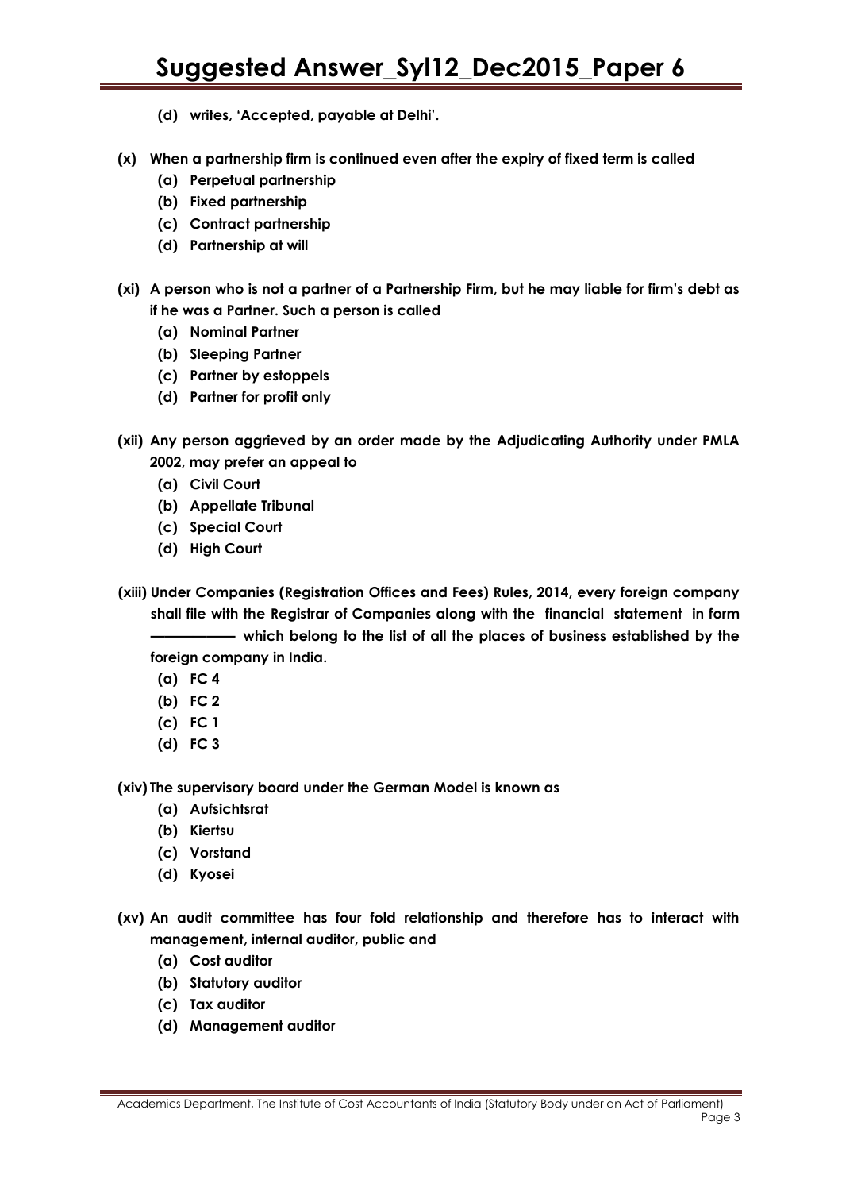**(d) writes, 'Accepted, payable at Delhi'.**

**(x) When a partnership firm is continued even after the expiry of fixed term is called**

**(a) Perpetual partnership**

**(b) Fixed partnership**

**(c) Contract partnership**

**(d) Partnership at will**

**(xi) A person who is not a partner of a Partnership Firm, but he may liable for firm's debt as if he was a Partner. Such a person is called**

**(a) Nominal Partner**

**(b) Sleeping Partner**

**(c) Partner by estoppels**

**(d) Partner for profit only**

**(xii) Any person aggrieved by an order made by the Adjudicating Authority under PMLA 2002, may prefer an appeal to**

**(a) Civil Court**

**(b) Appellate Tribunal**

**(c) Special Court**

**(d) High Court**

**(xiii) Under Companies (Registration Offices and Fees) Rules, 2014, every foreign company shall file with the Registrar of Companies along with the financial statement in form —————— which belong to the list of all the places of business established by the foreign company in India.**

**(a) FC 4**

**(b) FC 2**

**(c) FC 1**

**(d) FC 3**

**(xiv) The supervisory board under the German Model is known as**

**(a) Aufsichtsrat**

**(b) Kiertsu**

**(c) Vorstand**

**(d) Kyosei**

**(xv) An audit committee has four fold relationship and therefore has to interact with management, internal auditor, public and**

**(a) Cost auditor**

**(b) Statutory auditor**

**(c) Tax auditor**

**(d) Management auditor**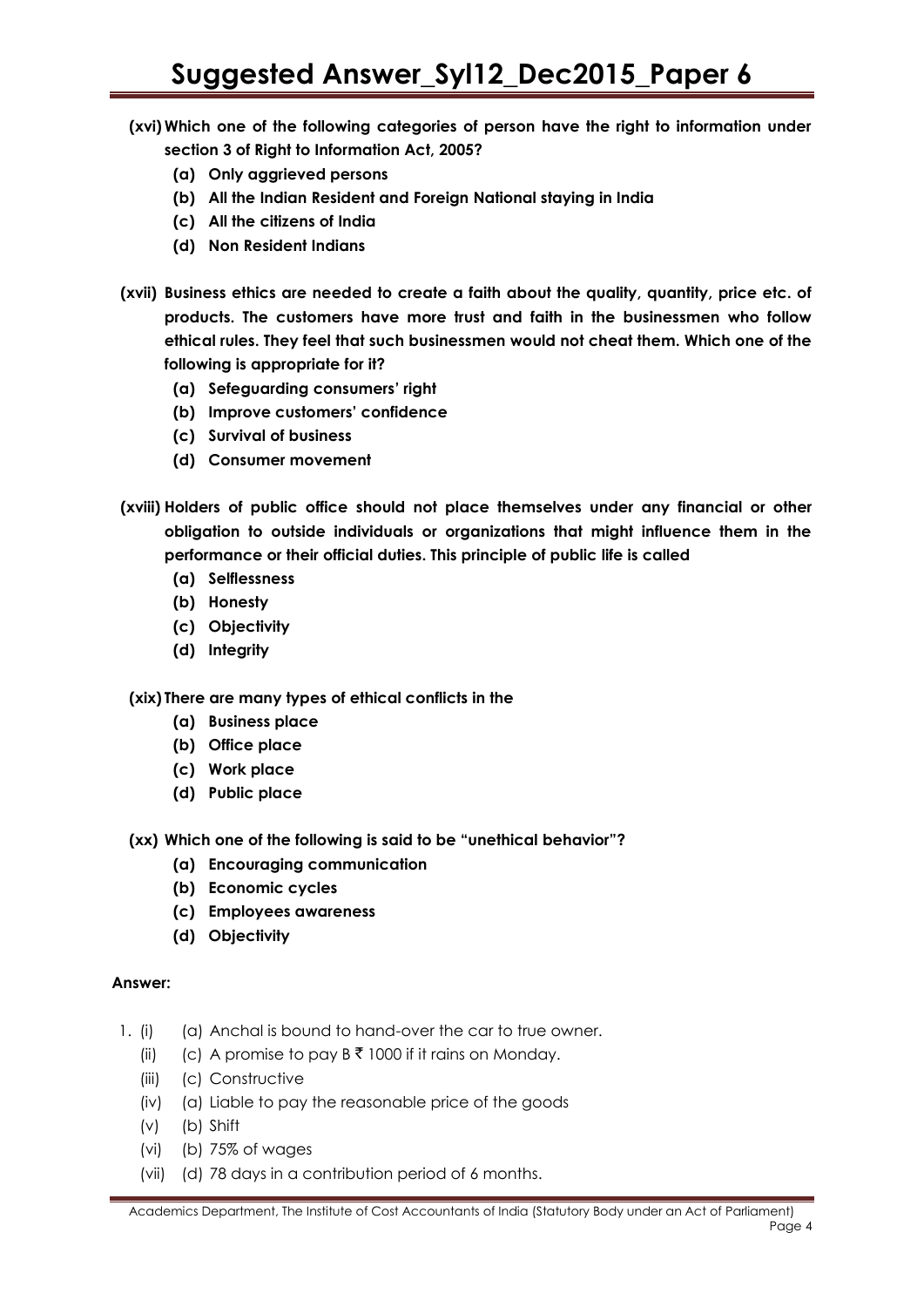**(xvi) Which one of the following categories of person have the right to information under section 3 of Right to Information Act, 2005?**

**(a) Only aggrieved persons**

**(b) All the Indian Resident and Foreign National staying in India**

**(c) All the citizens of India**

**(d) Non Resident Indians**

**(xvii) Business ethics are needed to create a faith about the quality, quantity, price etc. of products. The customers have more trust and faith in the businessmen who follow ethical rules. They feel that such businessmen would not cheat them. Which one of the following is appropriate for it?**

**(a) Sefeguarding consumers' right**

**(b) Improve customers' confidence**

**(c) Survival of business**

**(d) Consumer movement**

**(xviii) Holders of public office should not place themselves under any financial or other obligation to outside individuals or organizations that might influence them in the performance or their official duties. This principle of public life is called**

**(a) Selflessness**

**(b) Honesty**

**(c) Objectivity**

**(d) Integrity**

**(xix) There are many types of ethical conflicts in the**

**(a) Business place**

**(b) Office place**

**(c) Work place**

**(d) Public place**

**(xx) Which one of the following is said to be "unethical behavior"?**

**(a) Encouraging communication**

**(b) Economic cycles**

**(c) Employees awareness**

**(d) Objectivity**

**Answer:**

1. (i) (a) Anchal is bound to hand-over the car to true owner.

   (ii) (c) A promise to pay B ₹ 1000 if it rains on Monday.

   (iii) (c) Constructive

   (iv) (a) Liable to pay the reasonable price of the goods

   (v) (b) Shift

   (vi) (b) 75% of wages

   (vii) (d) 78 days in a contribution period of 6 months.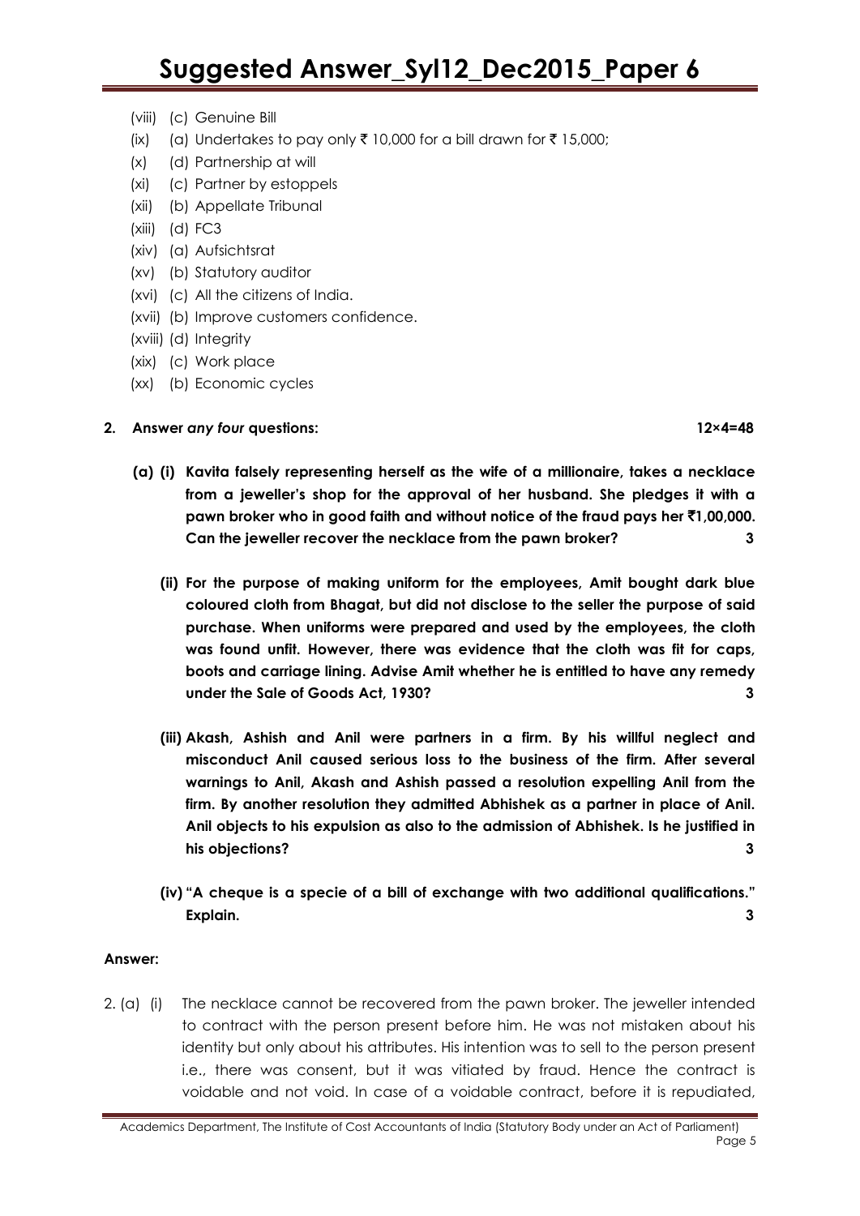(viii) (c) Genuine Bill

(ix) (a) Undertakes to pay only ₹ 10,000 for a bill drawn for ₹ 15,000;

(x) (d) Partnership at will

(xi) (c) Partner by estoppels

(xii) (b) Appellate Tribunal

(xiii) (d) FC3

(xiv) (a) Aufsichtsrat

(xv) (b) Statutory auditor

(xvi) (c) All the citizens of India.

(xvii) (b) Improve customers confidence.

(xviii) (d) Integrity

(xix) (c) Work place

(xx) (b) Economic cycles

**2. Answer *any four* questions: 12×4=48**

**(a) (i) Kavita falsely representing herself as the wife of a millionaire, takes a necklace from a jeweller's shop for the approval of her husband. She pledges it with a pawn broker who in good faith and without notice of the fraud pays her ₹1,00,000. Can the jeweller recover the necklace from the pawn broker? 3**

**(ii) For the purpose of making uniform for the employees, Amit bought dark blue coloured cloth from Bhagat, but did not disclose to the seller the purpose of said purchase. When uniforms were prepared and used by the employees, the cloth was found unfit. However, there was evidence that the cloth was fit for caps, boots and carriage lining. Advise Amit whether he is entitled to have any remedy under the Sale of Goods Act, 1930? 3**

**(iii) Akash, Ashish and Anil were partners in a firm. By his willful neglect and misconduct Anil caused serious loss to the business of the firm. After several warnings to Anil, Akash and Ashish passed a resolution expelling Anil from the firm. By another resolution they admitted Abhishek as a partner in place of Anil. Anil objects to his expulsion as also to the admission of Abhishek. Is he justified in his objections? 3**

**(iv) "A cheque is a specie of a bill of exchange with two additional qualifications." Explain. 3**

**Answer:**

2. (a) (i) The necklace cannot be recovered from the pawn broker. The jeweller intended to contract with the person present before him. He was not mistaken about his identity but only about his attributes. His intention was to sell to the person present i.e., there was consent, but it was vitiated by fraud. Hence the contract is voidable and not void. In case of a voidable contract, before it is repudiated,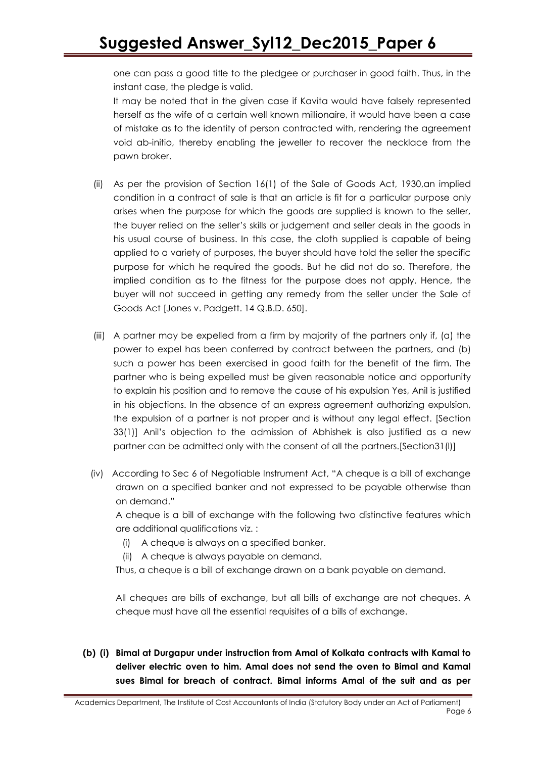one can pass a good title to the pledgee or purchaser in good faith. Thus, in the instant case, the pledge is valid.

It may be noted that in the given case if Kavita would have falsely represented herself as the wife of a certain well known millionaire, it would have been a case of mistake as to the identity of person contracted with, rendering the agreement void ab-initio, thereby enabling the jeweller to recover the necklace from the pawn broker.

(ii) As per the provision of Section 16(1) of the Sale of Goods Act, 1930,an implied condition in a contract of sale is that an article is fit for a particular purpose only arises when the purpose for which the goods are supplied is known to the seller, the buyer relied on the seller's skills or judgement and seller deals in the goods in his usual course of business. In this case, the cloth supplied is capable of being applied to a variety of purposes, the buyer should have told the seller the specific purpose for which he required the goods. But he did not do so. Therefore, the implied condition as to the fitness for the purpose does not apply. Hence, the buyer will not succeed in getting any remedy from the seller under the Sale of Goods Act [Jones v. Padgett. 14 Q.B.D. 650].

(iii) A partner may be expelled from a firm by majority of the partners only if, (a) the power to expel has been conferred by contract between the partners, and (b) such a power has been exercised in good faith for the benefit of the firm. The partner who is being expelled must be given reasonable notice and opportunity to explain his position and to remove the cause of his expulsion Yes, Anil is justified in his objections. In the absence of an express agreement authorizing expulsion, the expulsion of a partner is not proper and is without any legal effect. [Section 33(1)] Anil's objection to the admission of Abhishek is also justified as a new partner can be admitted only with the consent of all the partners.[Section31(l)]

(iv) According to Sec 6 of Negotiable Instrument Act, "A cheque is a bill of exchange drawn on a specified banker and not expressed to be payable otherwise than on demand."

A cheque is a bill of exchange with the following two distinctive features which are additional qualifications viz. :

(i) A cheque is always on a specified banker.
(ii) A cheque is always payable on demand.

Thus, a cheque is a bill of exchange drawn on a bank payable on demand.

All cheques are bills of exchange, but all bills of exchange are not cheques. A cheque must have all the essential requisites of a bills of exchange.

**(b) (i) Bimal at Durgapur under instruction from Amal of Kolkata contracts with Kamal to deliver electric oven to him. Amal does not send the oven to Bimal and Kamal sues Bimal for breach of contract. Bimal informs Amal of the suit and as per**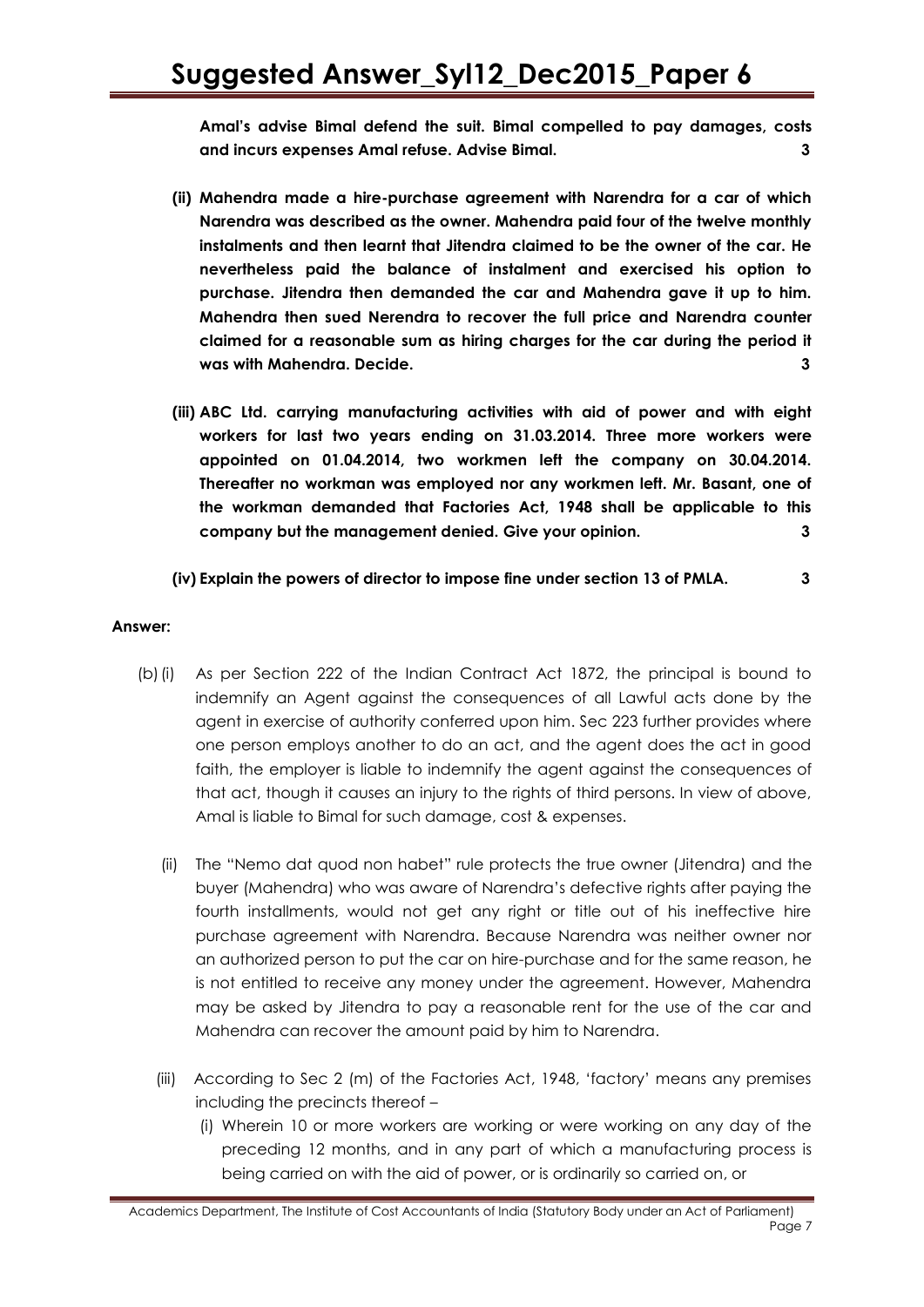**Amal's advise Bimal defend the suit. Bimal compelled to pay damages, costs and incurs expenses Amal refuse. Advise Bimal. 3**

**(ii) Mahendra made a hire-purchase agreement with Narendra for a car of which Narendra was described as the owner. Mahendra paid four of the twelve monthly instalments and then learnt that Jitendra claimed to be the owner of the car. He nevertheless paid the balance of instalment and exercised his option to purchase. Jitendra then demanded the car and Mahendra gave it up to him. Mahendra then sued Nerendra to recover the full price and Narendra counter claimed for a reasonable sum as hiring charges for the car during the period it was with Mahendra. Decide. 3**

**(iii) ABC Ltd. carrying manufacturing activities with aid of power and with eight workers for last two years ending on 31.03.2014. Three more workers were appointed on 01.04.2014, two workmen left the company on 30.04.2014. Thereafter no workman was employed nor any workmen left. Mr. Basant, one of the workman demanded that Factories Act, 1948 shall be applicable to this company but the management denied. Give your opinion. 3**

**(iv) Explain the powers of director to impose fine under section 13 of PMLA. 3**

**Answer:**

(b) (i) As per Section 222 of the Indian Contract Act 1872, the principal is bound to indemnify an Agent against the consequences of all Lawful acts done by the agent in exercise of authority conferred upon him. Sec 223 further provides where one person employs another to do an act, and the agent does the act in good faith, the employer is liable to indemnify the agent against the consequences of that act, though it causes an injury to the rights of third persons. In view of above, Amal is liable to Bimal for such damage, cost & expenses.

(ii) The "Nemo dat quod non habet" rule protects the true owner (Jitendra) and the buyer (Mahendra) who was aware of Narendra's defective rights after paying the fourth installments, would not get any right or title out of his ineffective hire purchase agreement with Narendra. Because Narendra was neither owner nor an authorized person to put the car on hire-purchase and for the same reason, he is not entitled to receive any money under the agreement. However, Mahendra may be asked by Jitendra to pay a reasonable rent for the use of the car and Mahendra can recover the amount paid by him to Narendra.

(iii) According to Sec 2 (m) of the Factories Act, 1948, 'factory' means any premises including the precincts thereof –

(i) Wherein 10 or more workers are working or were working on any day of the preceding 12 months, and in any part of which a manufacturing process is being carried on with the aid of power, or is ordinarily so carried on, or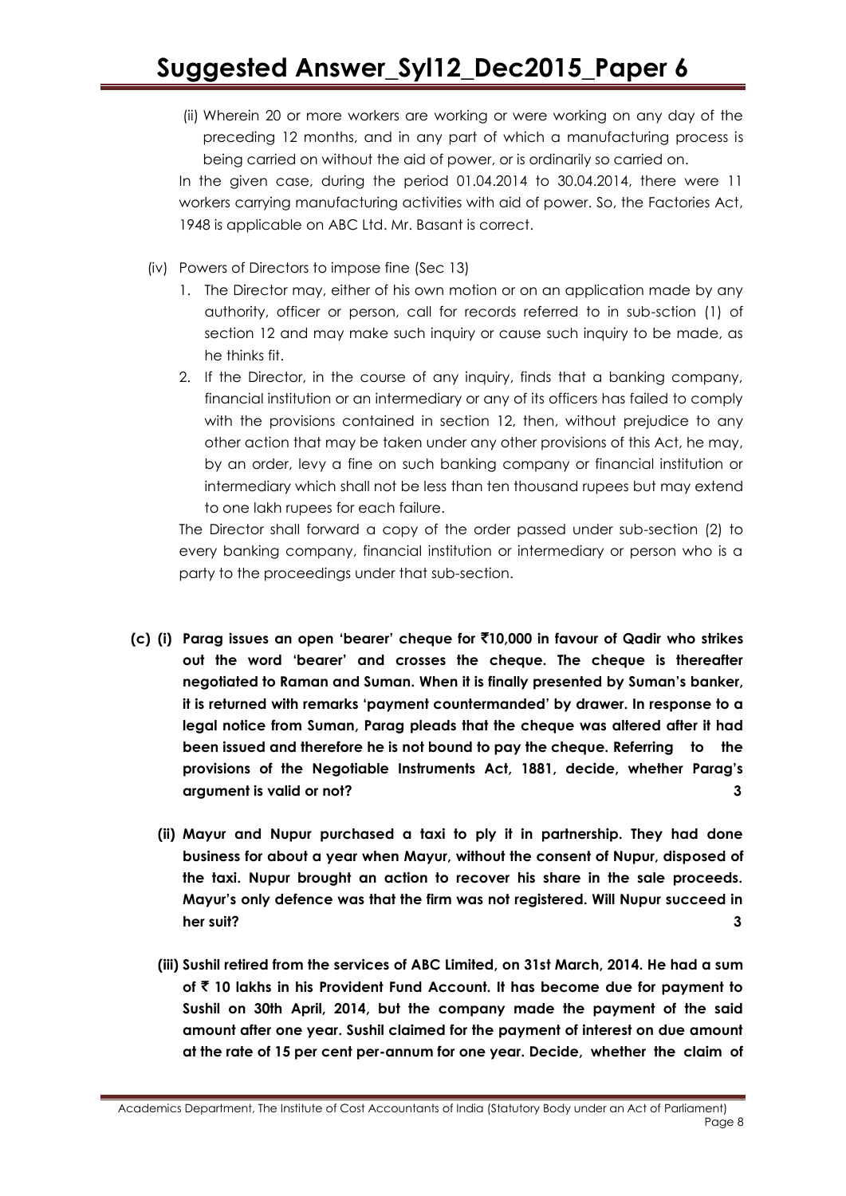(ii) Wherein 20 or more workers are working or were working on any day of the preceding 12 months, and in any part of which a manufacturing process is being carried on without the aid of power, or is ordinarily so carried on.

In the given case, during the period 01.04.2014 to 30.04.2014, there were 11 workers carrying manufacturing activities with aid of power. So, the Factories Act, 1948 is applicable on ABC Ltd. Mr. Basant is correct.

(iv) Powers of Directors to impose fine (Sec 13)

1. The Director may, either of his own motion or on an application made by any authority, officer or person, call for records referred to in sub-sction (1) of section 12 and may make such inquiry or cause such inquiry to be made, as he thinks fit.
2. If the Director, in the course of any inquiry, finds that a banking company, financial institution or an intermediary or any of its officers has failed to comply with the provisions contained in section 12, then, without prejudice to any other action that may be taken under any other provisions of this Act, he may, by an order, levy a fine on such banking company or financial institution or intermediary which shall not be less than ten thousand rupees but may extend to one lakh rupees for each failure.

The Director shall forward a copy of the order passed under sub-section (2) to every banking company, financial institution or intermediary or person who is a party to the proceedings under that sub-section.

**(c) (i) Parag issues an open 'bearer' cheque for ₹10,000 in favour of Qadir who strikes out the word 'bearer' and crosses the cheque. The cheque is thereafter negotiated to Raman and Suman. When it is finally presented by Suman's banker, it is returned with remarks 'payment countermanded' by drawer. In response to a legal notice from Suman, Parag pleads that the cheque was altered after it had been issued and therefore he is not bound to pay the cheque. Referring to the provisions of the Negotiable Instruments Act, 1881, decide, whether Parag's argument is valid or not? 3**

**(ii) Mayur and Nupur purchased a taxi to ply it in partnership. They had done business for about a year when Mayur, without the consent of Nupur, disposed of the taxi. Nupur brought an action to recover his share in the sale proceeds. Mayur's only defence was that the firm was not registered. Will Nupur succeed in her suit? 3**

**(iii) Sushil retired from the services of ABC Limited, on 31st March, 2014. He had a sum of ₹ 10 lakhs in his Provident Fund Account. It has become due for payment to Sushil on 30th April, 2014, but the company made the payment of the said amount after one year. Sushil claimed for the payment of interest on due amount at the rate of 15 per cent per-annum for one year. Decide, whether the claim of**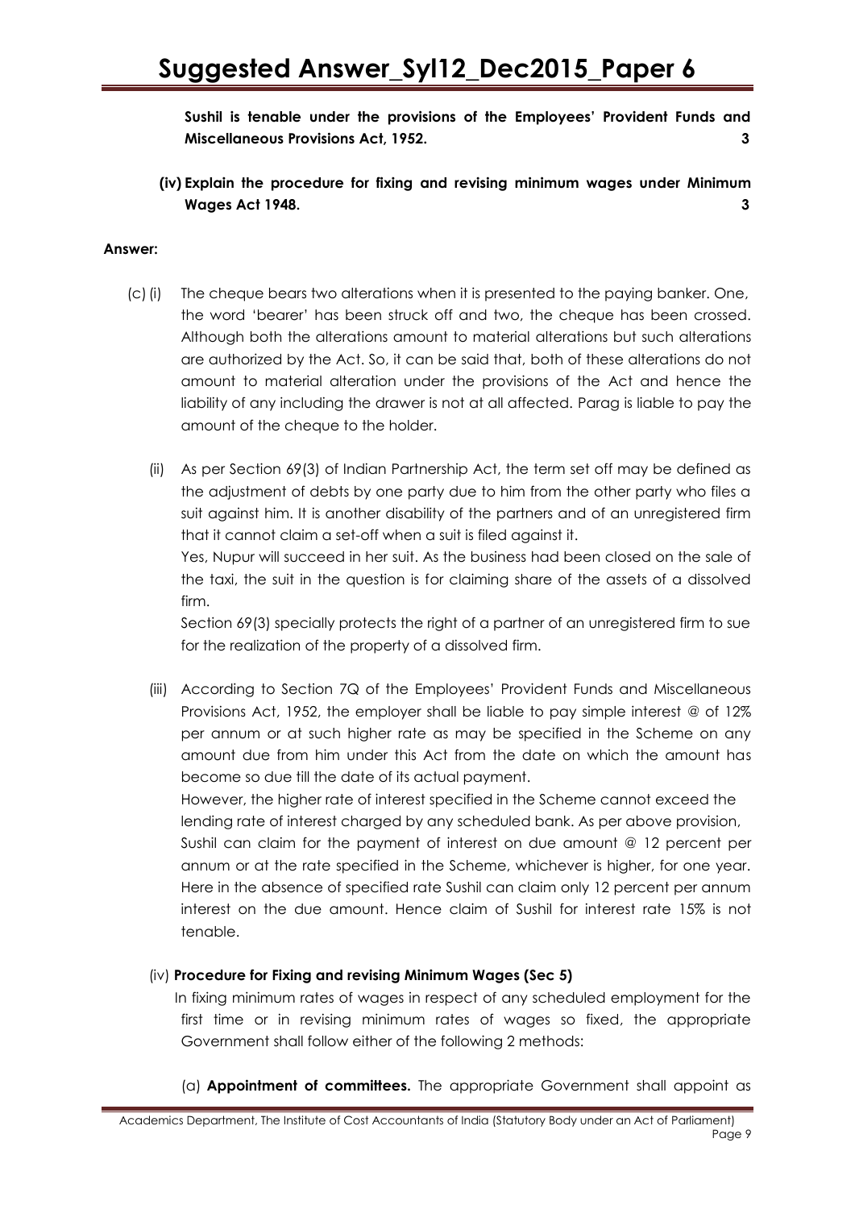**Sushil is tenable under the provisions of the Employees' Provident Funds and Miscellaneous Provisions Act, 1952. 3**

**(iv) Explain the procedure for fixing and revising minimum wages under Minimum Wages Act 1948. 3**

**Answer:**

(c) (i) The cheque bears two alterations when it is presented to the paying banker. One, the word 'bearer' has been struck off and two, the cheque has been crossed. Although both the alterations amount to material alterations but such alterations are authorized by the Act. So, it can be said that, both of these alterations do not amount to material alteration under the provisions of the Act and hence the liability of any including the drawer is not at all affected. Parag is liable to pay the amount of the cheque to the holder.

(ii) As per Section 69(3) of Indian Partnership Act, the term set off may be defined as the adjustment of debts by one party due to him from the other party who files a suit against him. It is another disability of the partners and of an unregistered firm that it cannot claim a set-off when a suit is filed against it.

Yes, Nupur will succeed in her suit. As the business had been closed on the sale of the taxi, the suit in the question is for claiming share of the assets of a dissolved firm.

Section 69(3) specially protects the right of a partner of an unregistered firm to sue for the realization of the property of a dissolved firm.

(iii) According to Section 7Q of the Employees' Provident Funds and Miscellaneous Provisions Act, 1952, the employer shall be liable to pay simple interest @ of 12% per annum or at such higher rate as may be specified in the Scheme on any amount due from him under this Act from the date on which the amount has become so due till the date of its actual payment.

However, the higher rate of interest specified in the Scheme cannot exceed the lending rate of interest charged by any scheduled bank. As per above provision, Sushil can claim for the payment of interest on due amount @ 12 percent per annum or at the rate specified in the Scheme, whichever is higher, for one year. Here in the absence of specified rate Sushil can claim only 12 percent per annum interest on the due amount. Hence claim of Sushil for interest rate 15% is not tenable.

(iv) **Procedure for Fixing and revising Minimum Wages (Sec 5)**

In fixing minimum rates of wages in respect of any scheduled employment for the first time or in revising minimum rates of wages so fixed, the appropriate Government shall follow either of the following 2 methods:

(a) **Appointment of committees.** The appropriate Government shall appoint as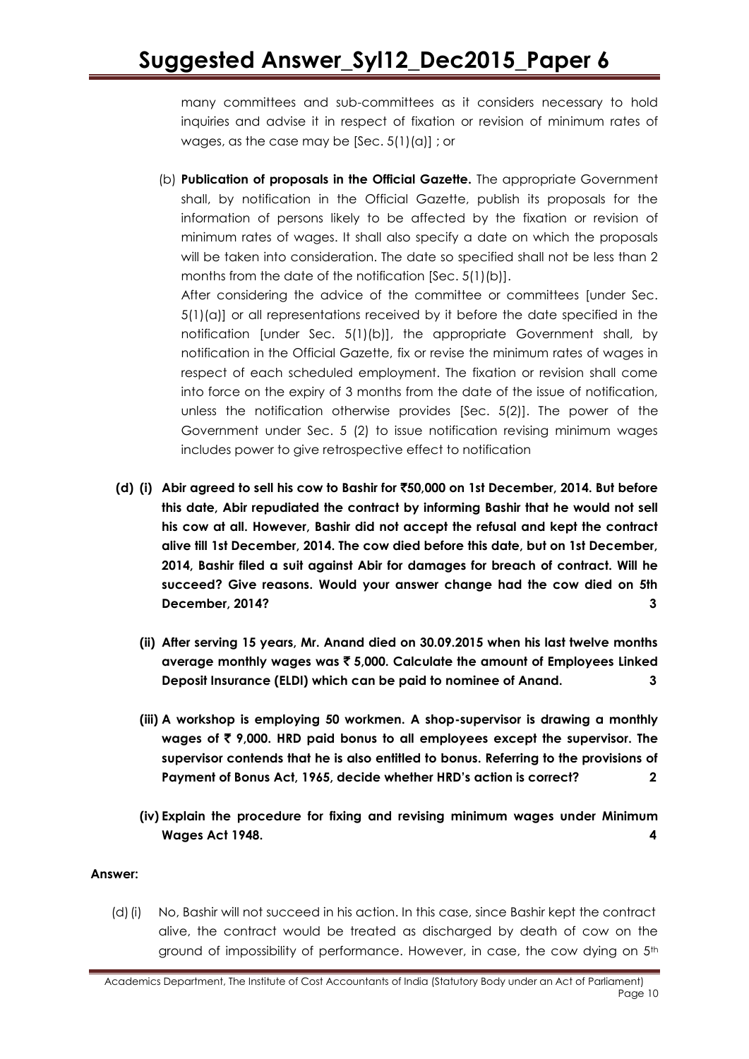many committees and sub-committees as it considers necessary to hold inquiries and advise it in respect of fixation or revision of minimum rates of wages, as the case may be [Sec. 5(1)(a)] ; or

(b) **Publication of proposals in the Official Gazette.** The appropriate Government shall, by notification in the Official Gazette, publish its proposals for the information of persons likely to be affected by the fixation or revision of minimum rates of wages. It shall also specify a date on which the proposals will be taken into consideration. The date so specified shall not be less than 2 months from the date of the notification [Sec. 5(1)(b)].

After considering the advice of the committee or committees [under Sec. 5(1)(a)] or all representations received by it before the date specified in the notification [under Sec. 5(1)(b)], the appropriate Government shall, by notification in the Official Gazette, fix or revise the minimum rates of wages in respect of each scheduled employment. The fixation or revision shall come into force on the expiry of 3 months from the date of the issue of notification, unless the notification otherwise provides [Sec. 5(2)]. The power of the Government under Sec. 5 (2) to issue notification revising minimum wages includes power to give retrospective effect to notification

**(d) (i) Abir agreed to sell his cow to Bashir for ₹50,000 on 1st December, 2014. But before this date, Abir repudiated the contract by informing Bashir that he would not sell his cow at all. However, Bashir did not accept the refusal and kept the contract alive till 1st December, 2014. The cow died before this date, but on 1st December, 2014, Bashir filed a suit against Abir for damages for breach of contract. Will he succeed? Give reasons. Would your answer change had the cow died on 5th December, 2014? 3**

**(ii) After serving 15 years, Mr. Anand died on 30.09.2015 when his last twelve months average monthly wages was ₹ 5,000. Calculate the amount of Employees Linked Deposit Insurance (ELDI) which can be paid to nominee of Anand. 3**

**(iii) A workshop is employing 50 workmen. A shop-supervisor is drawing a monthly wages of ₹ 9,000. HRD paid bonus to all employees except the supervisor. The supervisor contends that he is also entitled to bonus. Referring to the provisions of Payment of Bonus Act, 1965, decide whether HRD's action is correct? 2**

**(iv) Explain the procedure for fixing and revising minimum wages under Minimum Wages Act 1948. 4**

**Answer:**

(d) (i) No, Bashir will not succeed in his action. In this case, since Bashir kept the contract alive, the contract would be treated as discharged by death of cow on the ground of impossibility of performance. However, in case, the cow dying on 5th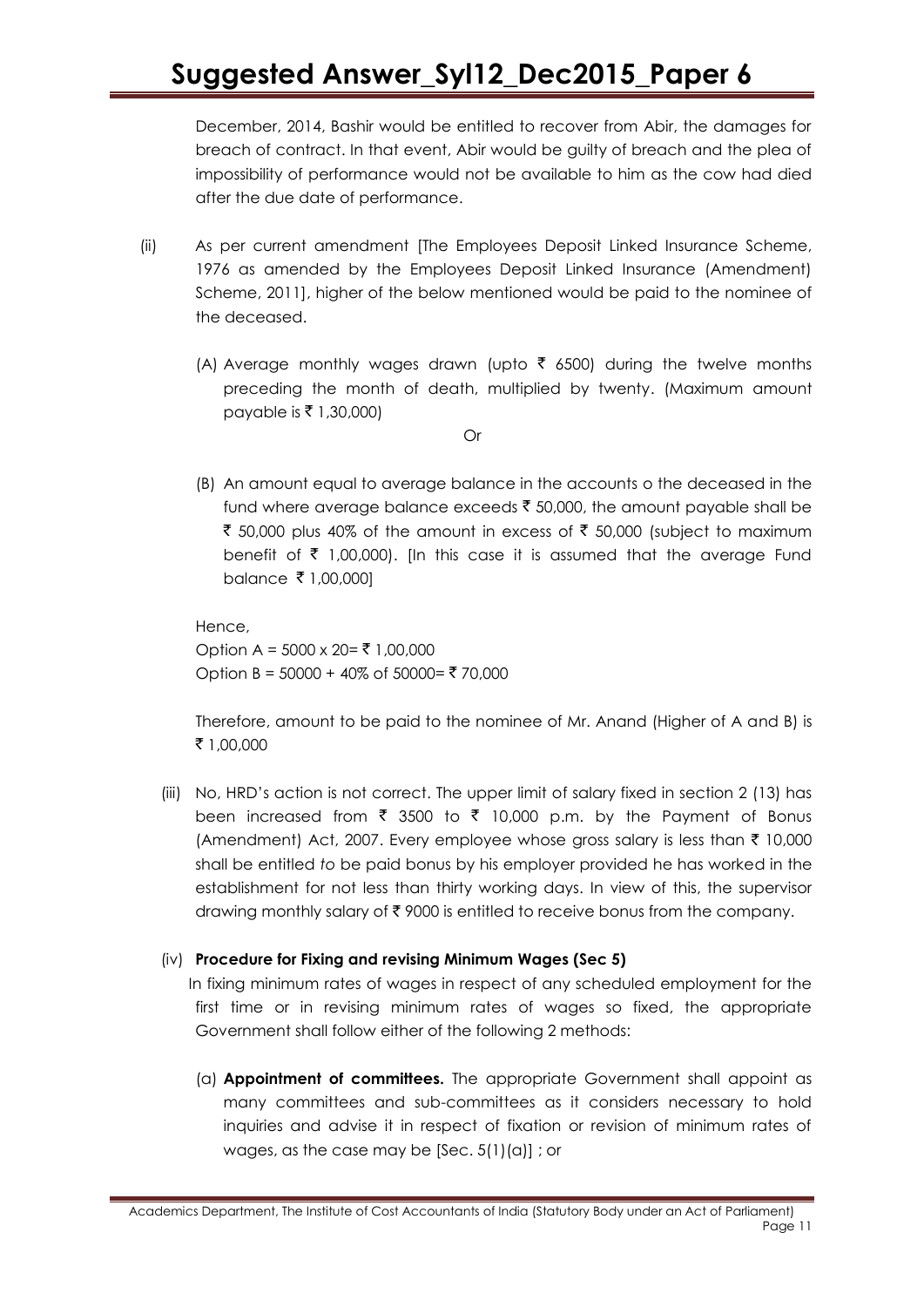December, 2014, Bashir would be entitled to recover from Abir, the damages for breach of contract. In that event, Abir would be guilty of breach and the plea of impossibility of performance would not be available to him as the cow had died after the due date of performance.

(ii) As per current amendment [The Employees Deposit Linked Insurance Scheme, 1976 as amended by the Employees Deposit Linked Insurance (Amendment) Scheme, 2011], higher of the below mentioned would be paid to the nominee of the deceased.

(A) Average monthly wages drawn (upto ₹ 6500) during the twelve months preceding the month of death, multiplied by twenty. (Maximum amount payable is ₹ 1,30,000)

Or

(B) An amount equal to average balance in the accounts o the deceased in the fund where average balance exceeds ₹ 50,000, the amount payable shall be ₹ 50,000 plus 40% of the amount in excess of ₹ 50,000 (subject to maximum benefit of ₹ 1,00,000). [In this case it is assumed that the average Fund balance ₹ 1,00,000]

Hence,
Option A = 5000 x 20= ₹ 1,00,000
Option B = 50000 + 40% of 50000= ₹ 70,000

Therefore, amount to be paid to the nominee of Mr. Anand (Higher of A and B) is ₹ 1,00,000

(iii) No, HRD's action is not correct. The upper limit of salary fixed in section 2 (13) has been increased from ₹ 3500 to ₹ 10,000 p.m. by the Payment of Bonus (Amendment) Act, 2007. Every employee whose gross salary is less than ₹ 10,000 shall be entitled *to* be paid bonus by his employer provided he has worked in the establishment for not less than thirty working days. In view of this, the supervisor drawing monthly salary of ₹ 9000 is entitled to receive bonus from the company.

(iv) **Procedure for Fixing and revising Minimum Wages (Sec 5)**

In fixing minimum rates of wages in respect of any scheduled employment for the first time or in revising minimum rates of wages so fixed, the appropriate Government shall follow either of the following 2 methods:

(a) **Appointment of committees.** The appropriate Government shall appoint as many committees and sub-committees as it considers necessary to hold inquiries and advise it in respect of fixation or revision of minimum rates of wages, as the case may be [Sec. 5(1)(a)] ; or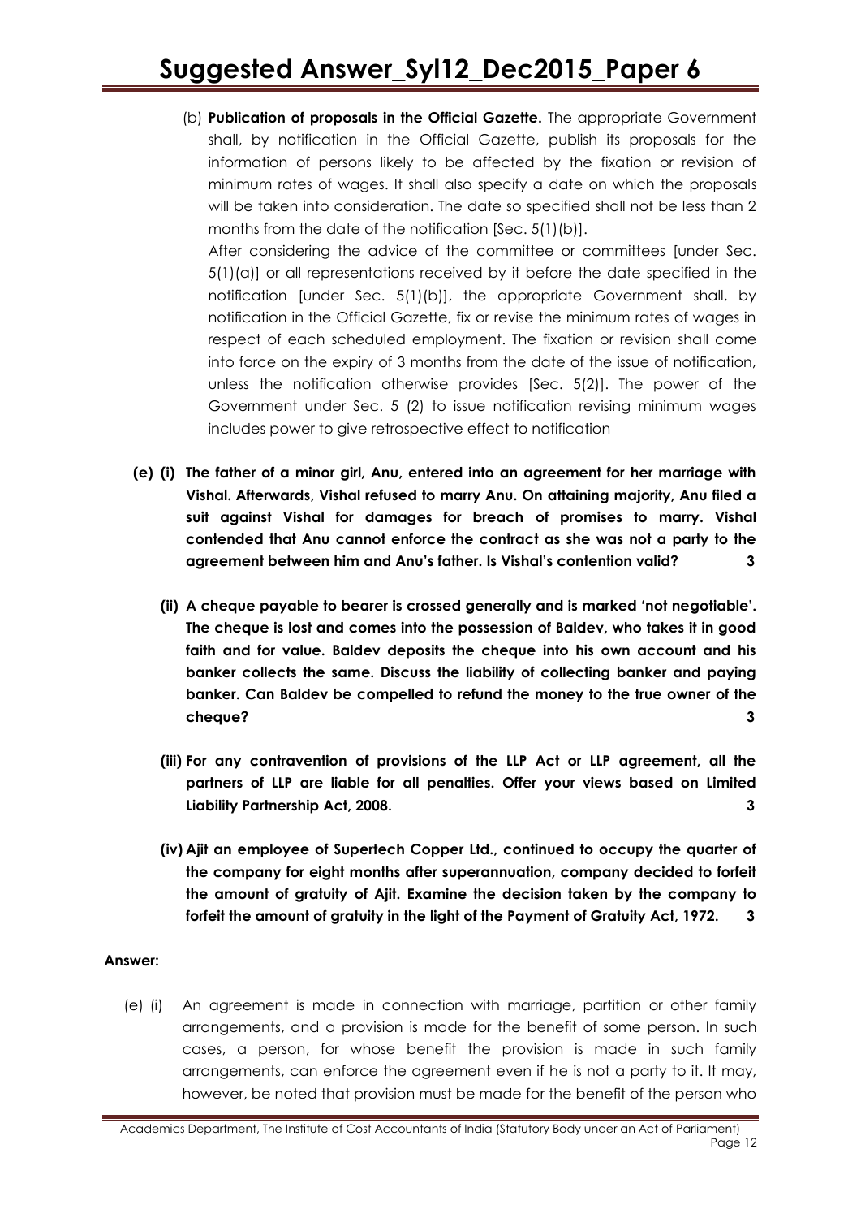(b) **Publication of proposals in the Official Gazette.** The appropriate Government shall, by notification in the Official Gazette, publish its proposals for the information of persons likely to be affected by the fixation or revision of minimum rates of wages. It shall also specify a date on which the proposals will be taken into consideration. The date so specified shall not be less than 2 months from the date of the notification [Sec. 5(1)(b)].

After considering the advice of the committee or committees [under Sec. 5(1)(a)] or all representations received by it before the date specified in the notification [under Sec. 5(1)(b)], the appropriate Government shall, by notification in the Official Gazette, fix or revise the minimum rates of wages in respect of each scheduled employment. The fixation or revision shall come into force on the expiry of 3 months from the date of the issue of notification, unless the notification otherwise provides [Sec. 5(2)]. The power of the Government under Sec. 5 (2) to issue notification revising minimum wages includes power to give retrospective effect to notification

**(e) (i) The father of a minor girl, Anu, entered into an agreement for her marriage with Vishal. Afterwards, Vishal refused to marry Anu. On attaining majority, Anu filed a suit against Vishal for damages for breach of promises to marry. Vishal contended that Anu cannot enforce the contract as she was not a party to the agreement between him and Anu's father. Is Vishal's contention valid? 3**

**(ii) A cheque payable to bearer is crossed generally and is marked 'not negotiable'. The cheque is lost and comes into the possession of Baldev, who takes it in good faith and for value. Baldev deposits the cheque into his own account and his banker collects the same. Discuss the liability of collecting banker and paying banker. Can Baldev be compelled to refund the money to the true owner of the cheque? 3**

**(iii) For any contravention of provisions of the LLP Act or LLP agreement, all the partners of LLP are liable for all penalties. Offer your views based on Limited Liability Partnership Act, 2008. 3**

**(iv) Ajit an employee of Supertech Copper Ltd., continued to occupy the quarter of the company for eight months after superannuation, company decided to forfeit the amount of gratuity of Ajit. Examine the decision taken by the company to forfeit the amount of gratuity in the light of the Payment of Gratuity Act, 1972. 3**

**Answer:**

(e) (i) An agreement is made in connection with marriage, partition or other family arrangements, and a provision is made for the benefit of some person. In such cases, a person, for whose benefit the provision is made in such family arrangements, can enforce the agreement even if he is not a party to it. It may, however, be noted that provision must be made for the benefit of the person who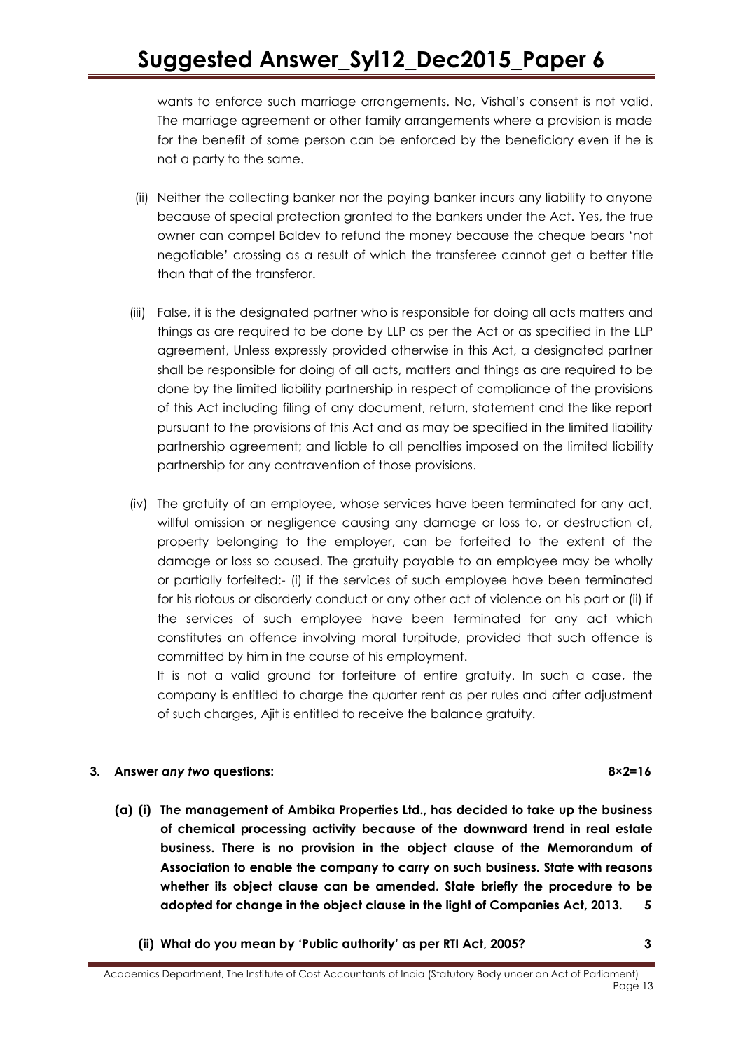wants to enforce such marriage arrangements. No, Vishal's consent is not valid. The marriage agreement or other family arrangements where a provision is made for the benefit of some person can be enforced by the beneficiary even if he is not a party to the same.

(ii) Neither the collecting banker nor the paying banker incurs any liability to anyone because of special protection granted to the bankers under the Act. Yes, the true owner can compel Baldev to refund the money because the cheque bears 'not negotiable' crossing as a result of which the transferee cannot get a better title than that of the transferor.

(iii) False, it is the designated partner who is responsible for doing all acts matters and things as are required to be done by LLP as per the Act or as specified in the LLP agreement, Unless expressly provided otherwise in this Act, a designated partner shall be responsible for doing of all acts, matters and things as are required to be done by the limited liability partnership in respect of compliance of the provisions of this Act including filing of any document, return, statement and the like report pursuant to the provisions of this Act and as may be specified in the limited liability partnership agreement; and liable to all penalties imposed on the limited liability partnership for any contravention of those provisions.

(iv) The gratuity of an employee, whose services have been terminated for any act, willful omission or negligence causing any damage or loss to, or destruction of, property belonging to the employer, can be forfeited to the extent of the damage or loss so caused. The gratuity payable to an employee may be wholly or partially forfeited:- (i) if the services of such employee have been terminated for his riotous or disorderly conduct or any other act of violence on his part or (ii) if the services of such employee have been terminated for any act which constitutes an offence involving moral turpitude, provided that such offence is committed by him in the course of his employment.

It is not a valid ground for forfeiture of entire gratuity. In such a case, the company is entitled to charge the quarter rent as per rules and after adjustment of such charges, Ajit is entitled to receive the balance gratuity.

**3. Answer *any two* questions: 8×2=16**

**(a) (i) The management of Ambika Properties Ltd., has decided to take up the business of chemical processing activity because of the downward trend in real estate business. There is no provision in the object clause of the Memorandum of Association to enable the company to carry on such business. State with reasons whether its object clause can be amended. State briefly the procedure to be adopted for change in the object clause in the light of Companies Act, 2013. 5**

**(ii) What do you mean by 'Public authority' as per RTI Act, 2005? 3**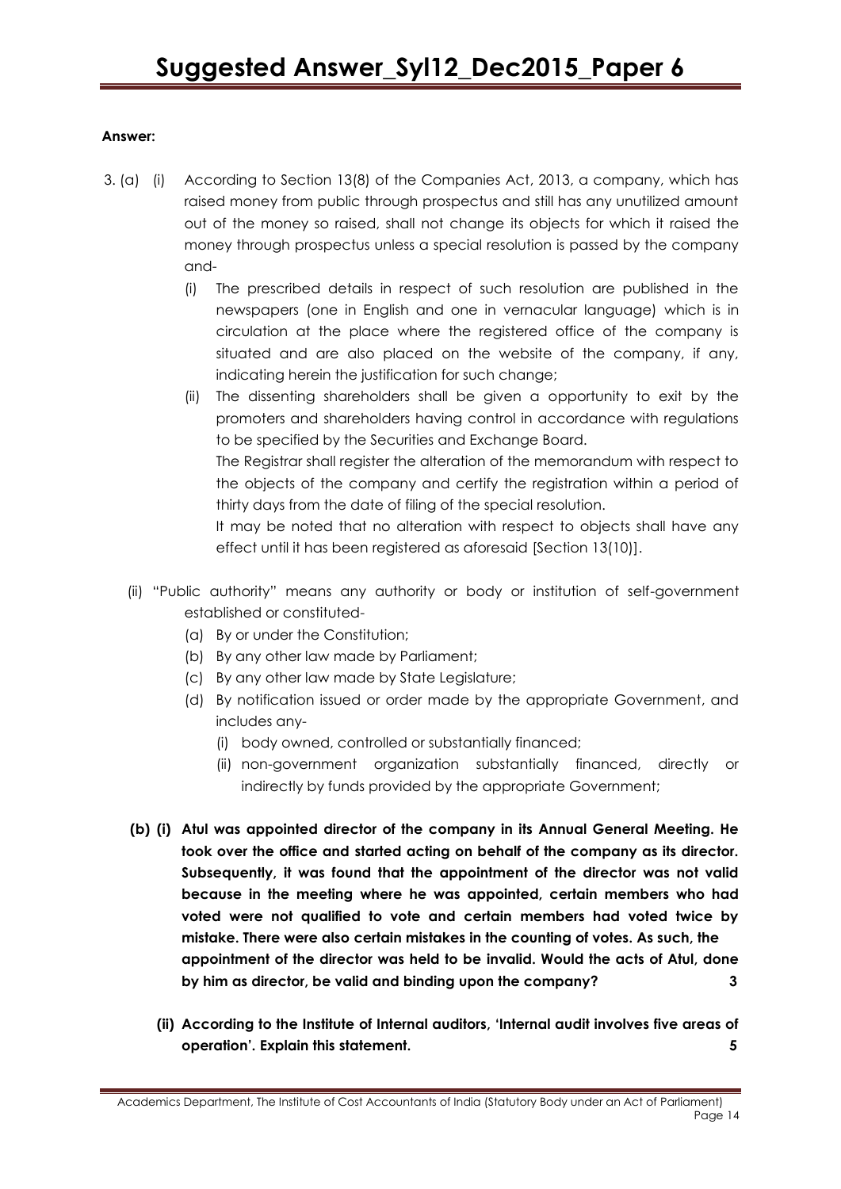**Answer:**

3. (a) (i) According to Section 13(8) of the Companies Act, 2013, a company, which has raised money from public through prospectus and still has any unutilized amount out of the money so raised, shall not change its objects for which it raised the money through prospectus unless a special resolution is passed by the company and-

    (i) The prescribed details in respect of such resolution are published in the newspapers (one in English and one in vernacular language) which is in circulation at the place where the registered office of the company is situated and are also placed on the website of the company, if any, indicating herein the justification for such change;

    (ii) The dissenting shareholders shall be given a opportunity to exit by the promoters and shareholders having control in accordance with regulations to be specified by the Securities and Exchange Board.

    The Registrar shall register the alteration of the memorandum with respect to the objects of the company and certify the registration within a period of thirty days from the date of filing of the special resolution.

    It may be noted that no alteration with respect to objects shall have any effect until it has been registered as aforesaid [Section 13(10)].

   (ii) "Public authority" means any authority or body or institution of self-government established or constituted-

    (a) By or under the Constitution;
    (b) By any other law made by Parliament;
    (c) By any other law made by State Legislature;
    (d) By notification issued or order made by the appropriate Government, and includes any-
        (i) body owned, controlled or substantially financed;
        (ii) non-government organization substantially financed, directly or indirectly by funds provided by the appropriate Government;

**(b) (i) Atul was appointed director of the company in its Annual General Meeting. He took over the office and started acting on behalf of the company as its director. Subsequently, it was found that the appointment of the director was not valid because in the meeting where he was appointed, certain members who had voted were not qualified to vote and certain members had voted twice by mistake. There were also certain mistakes in the counting of votes. As such, the appointment of the director was held to be invalid. Would the acts of Atul, done by him as director, be valid and binding upon the company? 3**

**(ii) According to the Institute of Internal auditors, 'Internal audit involves five areas of operation'. Explain this statement. 5**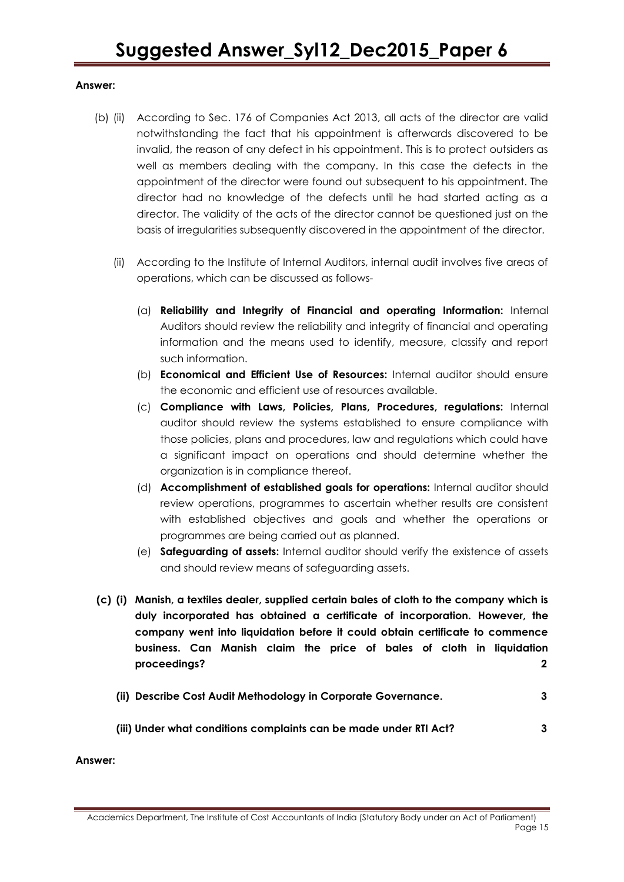**Answer:**

(b) (ii) According to Sec. 176 of Companies Act 2013, all acts of the director are valid notwithstanding the fact that his appointment is afterwards discovered to be invalid, the reason of any defect in his appointment. This is to protect outsiders as well as members dealing with the company. In this case the defects in the appointment of the director were found out subsequent to his appointment. The director had no knowledge of the defects until he had started acting as a director. The validity of the acts of the director cannot be questioned just on the basis of irregularities subsequently discovered in the appointment of the director.

(ii) According to the Institute of Internal Auditors, internal audit involves five areas of operations, which can be discussed as follows-

(a) **Reliability and Integrity of Financial and operating Information:** Internal Auditors should review the reliability and integrity of financial and operating information and the means used to identify, measure, classify and report such information.

(b) **Economical and Efficient Use of Resources:** Internal auditor should ensure the economic and efficient use of resources available.

(c) **Compliance with Laws, Policies, Plans, Procedures, regulations:** Internal auditor should review the systems established to ensure compliance with those policies, plans and procedures, law and regulations which could have a significant impact on operations and should determine whether the organization is in compliance thereof.

(d) **Accomplishment of established goals for operations:** Internal auditor should review operations, programmes to ascertain whether results are consistent with established objectives and goals and whether the operations or programmes are being carried out as planned.

(e) **Safeguarding of assets:** Internal auditor should verify the existence of assets and should review means of safeguarding assets.

**(c) (i) Manish, a textiles dealer, supplied certain bales of cloth to the company which is duly incorporated has obtained a certificate of incorporation. However, the company went into liquidation before it could obtain certificate to commence business. Can Manish claim the price of bales of cloth in liquidation proceedings? 2**

**(ii) Describe Cost Audit Methodology in Corporate Governance. 3**

**(iii) Under what conditions complaints can be made under RTI Act? 3**

**Answer:**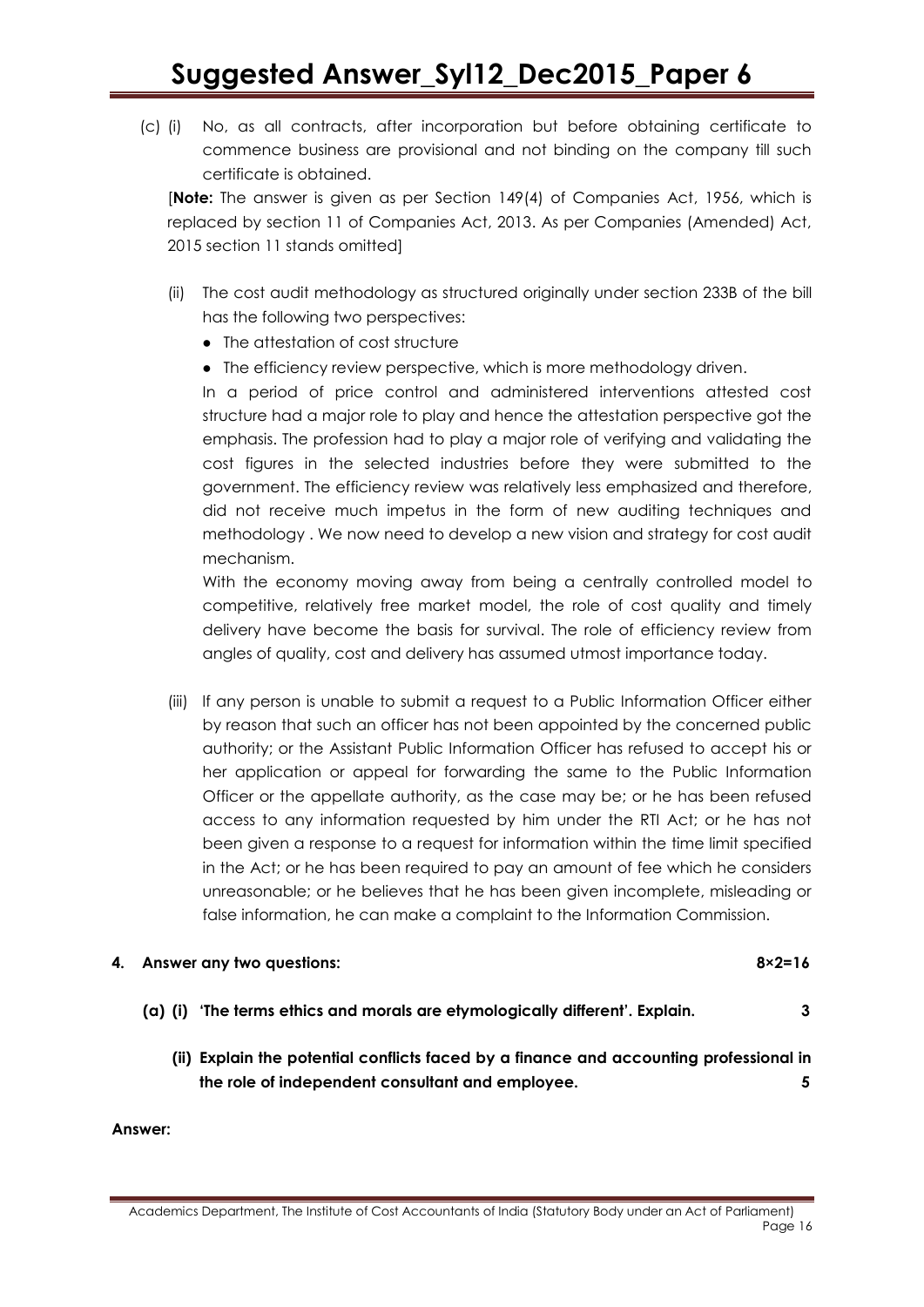(c) (i) No, as all contracts, after incorporation but before obtaining certificate to commence business are provisional and not binding on the company till such certificate is obtained.

[**Note:** The answer is given as per Section 149(4) of Companies Act, 1956, which is replaced by section 11 of Companies Act, 2013. As per Companies (Amended) Act, 2015 section 11 stands omitted]

(ii) The cost audit methodology as structured originally under section 233B of the bill has the following two perspectives:

- The attestation of cost structure
- The efficiency review perspective, which is more methodology driven.

In a period of price control and administered interventions attested cost structure had a major role to play and hence the attestation perspective got the emphasis. The profession had to play a major role of verifying and validating the cost figures in the selected industries before they were submitted to the government. The efficiency review was relatively less emphasized and therefore, did not receive much impetus in the form of new auditing techniques and methodology . We now need to develop a new vision and strategy for cost audit mechanism.

With the economy moving away from being a centrally controlled model to competitive, relatively free market model, the role of cost quality and timely delivery have become the basis for survival. The role of efficiency review from angles of quality, cost and delivery has assumed utmost importance today.

(iii) If any person is unable to submit a request to a Public Information Officer either by reason that such an officer has not been appointed by the concerned public authority; or the Assistant Public Information Officer has refused to accept his or her application or appeal for forwarding the same to the Public Information Officer or the appellate authority, as the case may be; or he has been refused access to any information requested by him under the RTI Act; or he has not been given a response to a request for information within the time limit specified in the Act; or he has been required to pay an amount of fee which he considers unreasonable; or he believes that he has been given incomplete, misleading or false information, he can make a complaint to the Information Commission.

**4. Answer any two questions: 8×2=16**

**(a) (i) 'The terms ethics and morals are etymologically different'. Explain. 3**

**(ii) Explain the potential conflicts faced by a finance and accounting professional in the role of independent consultant and employee. 5**

**Answer:**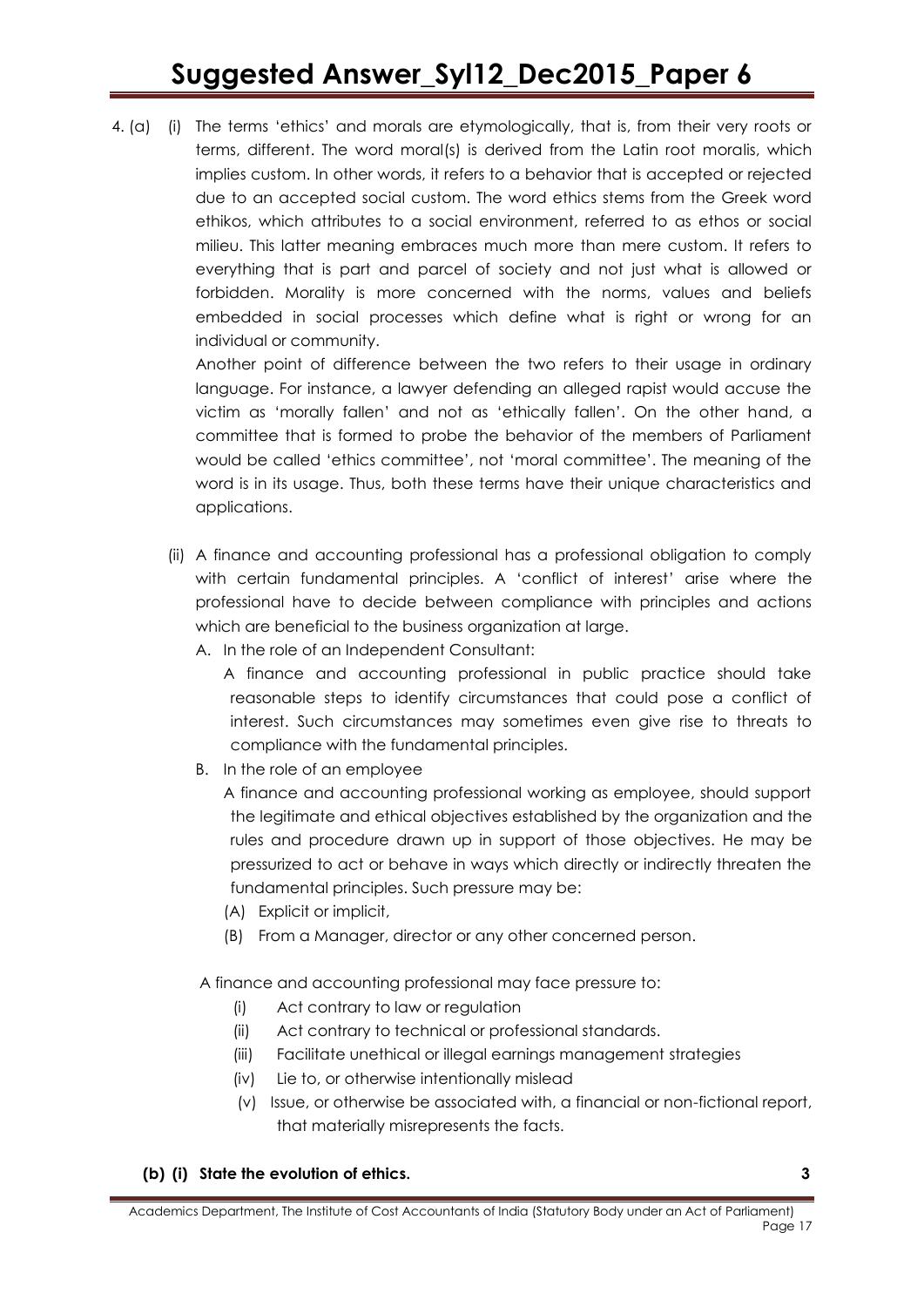4. (a) (i) The terms 'ethics' and morals are etymologically, that is, from their very roots or terms, different. The word moral(s) is derived from the Latin root moralis, which implies custom. In other words, it refers to a behavior that is accepted or rejected due to an accepted social custom. The word ethics stems from the Greek word ethikos, which attributes to a social environment, referred to as ethos or social milieu. This latter meaning embraces much more than mere custom. It refers to everything that is part and parcel of society and not just what is allowed or forbidden. Morality is more concerned with the norms, values and beliefs embedded in social processes which define what is right or wrong for an individual or community.

Another point of difference between the two refers to their usage in ordinary language. For instance, a lawyer defending an alleged rapist would accuse the victim as 'morally fallen' and not as 'ethically fallen'. On the other hand, a committee that is formed to probe the behavior of the members of Parliament would be called 'ethics committee', not 'moral committee'. The meaning of the word is in its usage. Thus, both these terms have their unique characteristics and applications.

(ii) A finance and accounting professional has a professional obligation to comply with certain fundamental principles. A 'conflict of interest' arise where the professional have to decide between compliance with principles and actions which are beneficial to the business organization at large.

A. In the role of an Independent Consultant:

A finance and accounting professional in public practice should take reasonable steps to identify circumstances that could pose a conflict of interest. Such circumstances may sometimes even give rise to threats to compliance with the fundamental principles.

B. In the role of an employee

A finance and accounting professional working as employee, should support the legitimate and ethical objectives established by the organization and the rules and procedure drawn up in support of those objectives. He may be pressurized to act or behave in ways which directly or indirectly threaten the fundamental principles. Such pressure may be:

(A) Explicit or implicit,

(B) From a Manager, director or any other concerned person.

A finance and accounting professional may face pressure to:

(i) Act contrary to law or regulation

(ii) Act contrary to technical or professional standards.

(iii) Facilitate unethical or illegal earnings management strategies

(iv) Lie to, or otherwise intentionally mislead

(v) Issue, or otherwise be associated with, a financial or non-fictional report, that materially misrepresents the facts.

**(b) (i) State the evolution of ethics. 3**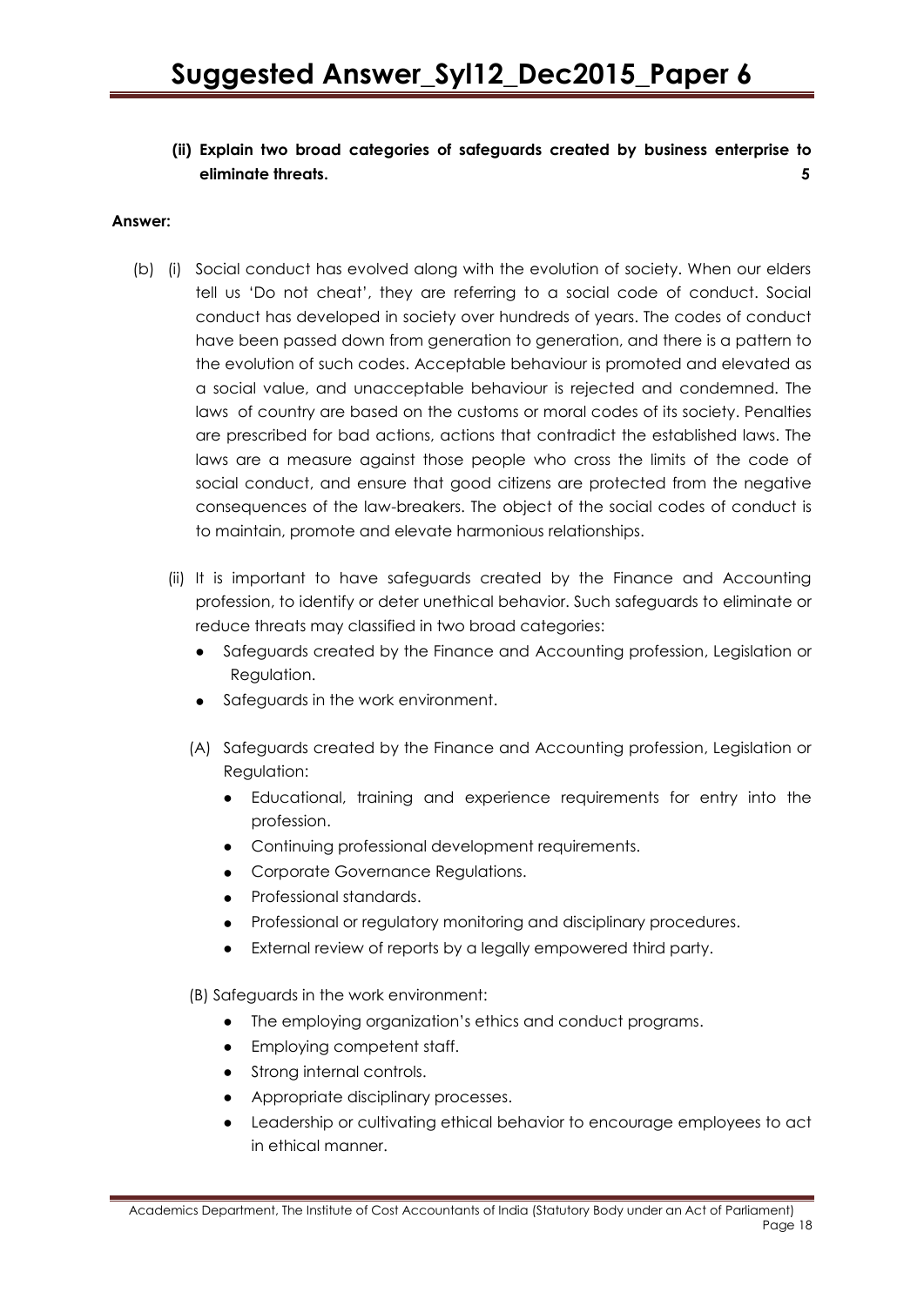**(ii) Explain two broad categories of safeguards created by business enterprise to eliminate threats. 5**

**Answer:**

(b) (i) Social conduct has evolved along with the evolution of society. When our elders tell us 'Do not cheat', they are referring to a social code of conduct. Social conduct has developed in society over hundreds of years. The codes of conduct have been passed down from generation to generation, and there is a pattern to the evolution of such codes. Acceptable behaviour is promoted and elevated as a social value, and unacceptable behaviour is rejected and condemned. The laws of country are based on the customs or moral codes of its society. Penalties are prescribed for bad actions, actions that contradict the established laws. The laws are a measure against those people who cross the limits of the code of social conduct, and ensure that good citizens are protected from the negative consequences of the law-breakers. The object of the social codes of conduct is to maintain, promote and elevate harmonious relationships.

(ii) It is important to have safeguards created by the Finance and Accounting profession, to identify or deter unethical behavior. Such safeguards to eliminate or reduce threats may classified in two broad categories:

- Safeguards created by the Finance and Accounting profession, Legislation or Regulation.
- Safeguards in the work environment.

(A) Safeguards created by the Finance and Accounting profession, Legislation or Regulation:

- Educational, training and experience requirements for entry into the profession.
- Continuing professional development requirements.
- Corporate Governance Regulations.
- Professional standards.
- Professional or regulatory monitoring and disciplinary procedures.
- External review of reports by a legally empowered third party.

(B) Safeguards in the work environment:

- The employing organization's ethics and conduct programs.
- Employing competent staff.
- Strong internal controls.
- Appropriate disciplinary processes.
- Leadership or cultivating ethical behavior to encourage employees to act in ethical manner.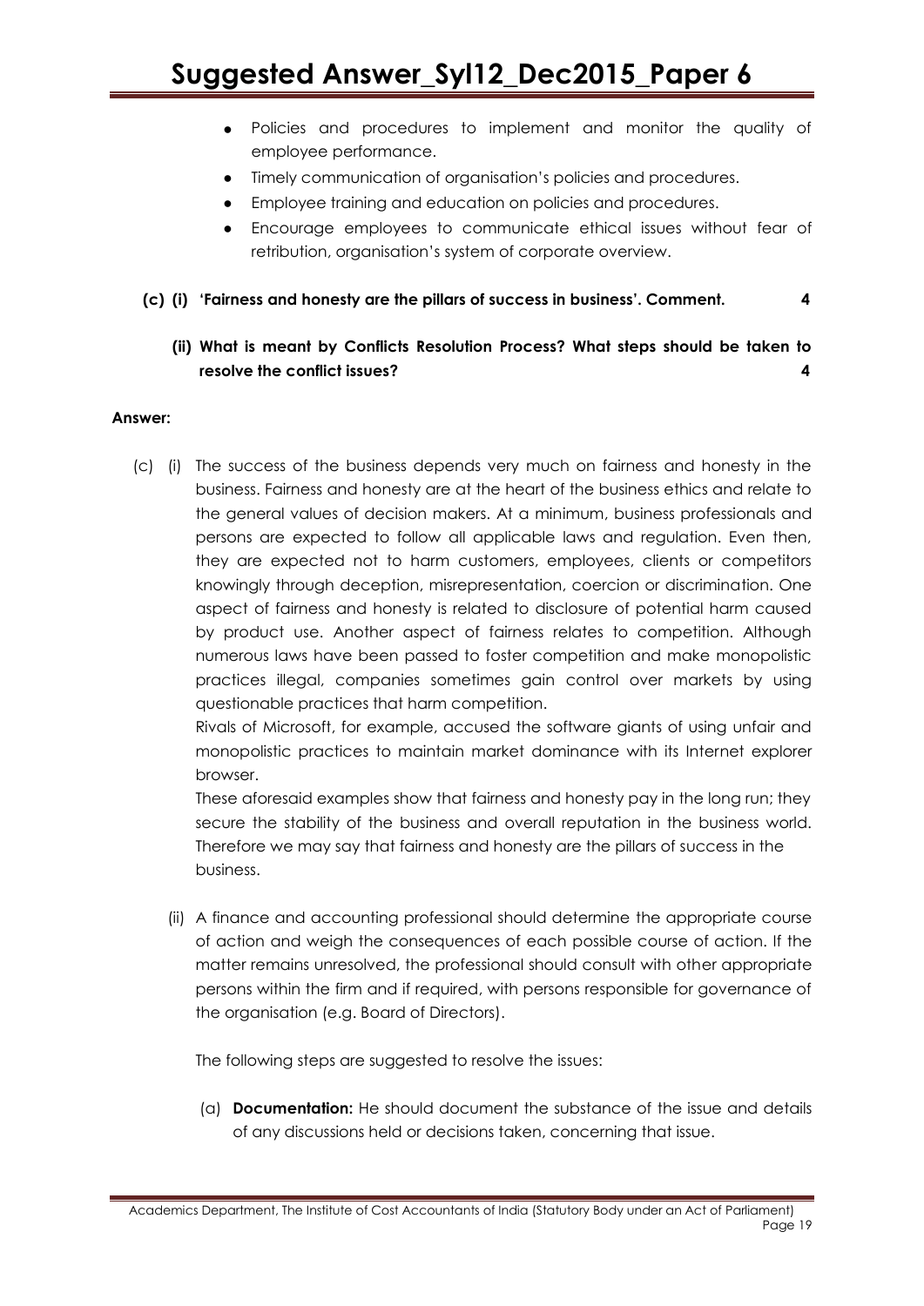- Policies and procedures to implement and monitor the quality of employee performance.
- Timely communication of organisation's policies and procedures.
- Employee training and education on policies and procedures.
- Encourage employees to communicate ethical issues without fear of retribution, organisation's system of corporate overview.

**(c) (i) 'Fairness and honesty are the pillars of success in business'. Comment. 4**

**(ii) What is meant by Conflicts Resolution Process? What steps should be taken to resolve the conflict issues? 4**

**Answer:**

(c) (i) The success of the business depends very much on fairness and honesty in the business. Fairness and honesty are at the heart of the business ethics and relate to the general values of decision makers. At a minimum, business professionals and persons are expected to follow all applicable laws and regulation. Even then, they are expected not to harm customers, employees, clients or competitors knowingly through deception, misrepresentation, coercion or discrimination. One aspect of fairness and honesty is related to disclosure of potential harm caused by product use. Another aspect of fairness relates to competition. Although numerous laws have been passed to foster competition and make monopolistic practices illegal, companies sometimes gain control over markets by using questionable practices that harm competition.

Rivals of Microsoft, for example, accused the software giants of using unfair and monopolistic practices to maintain market dominance with its Internet explorer browser.

These aforesaid examples show that fairness and honesty pay in the long run; they secure the stability of the business and overall reputation in the business world. Therefore we may say that fairness and honesty are the pillars of success in the business.

(ii) A finance and accounting professional should determine the appropriate course of action and weigh the consequences of each possible course of action. If the matter remains unresolved, the professional should consult with other appropriate persons within the firm and if required, with persons responsible for governance of the organisation (e.g. Board of Directors).

The following steps are suggested to resolve the issues:

(a) **Documentation:** He should document the substance of the issue and details of any discussions held or decisions taken, concerning that issue.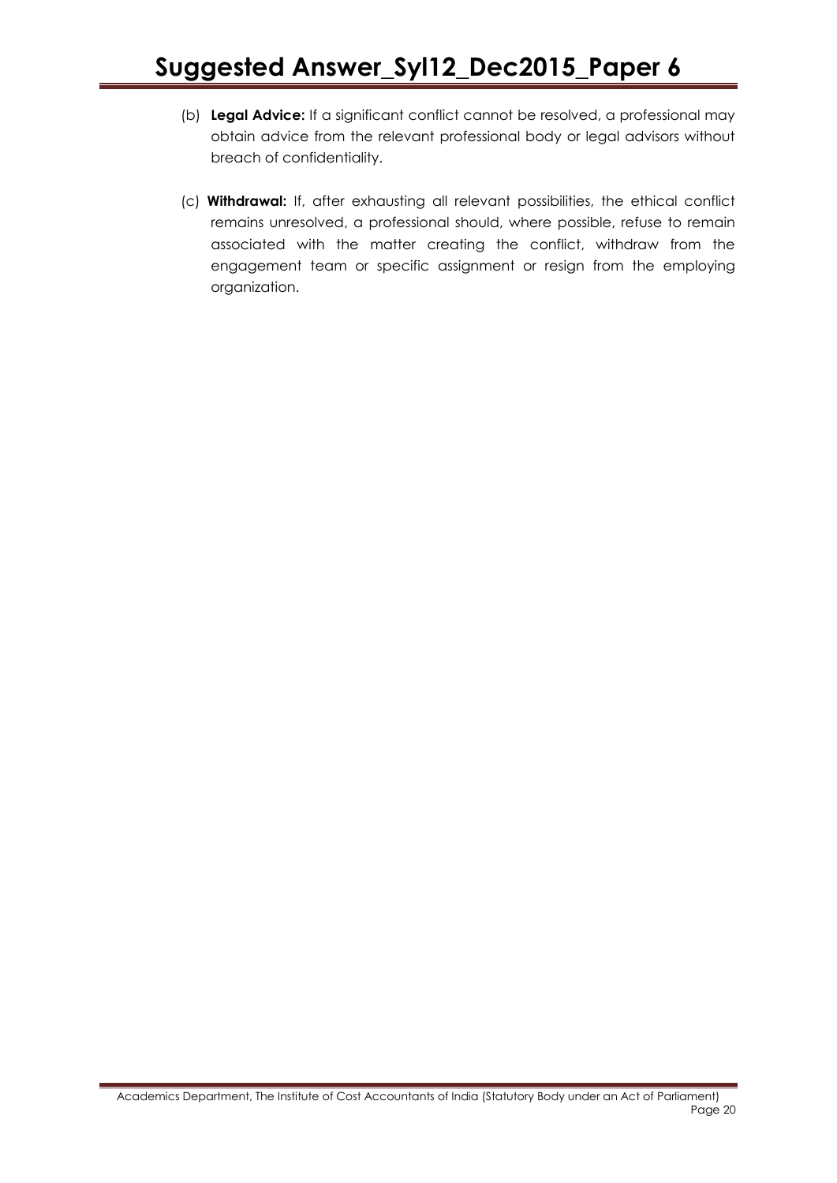(b) **Legal Advice:** If a significant conflict cannot be resolved, a professional may obtain advice from the relevant professional body or legal advisors without breach of confidentiality.

(c) **Withdrawal:** If, after exhausting all relevant possibilities, the ethical conflict remains unresolved, a professional should, where possible, refuse to remain associated with the matter creating the conflict, withdraw from the engagement team or specific assignment or resign from the employing organization.